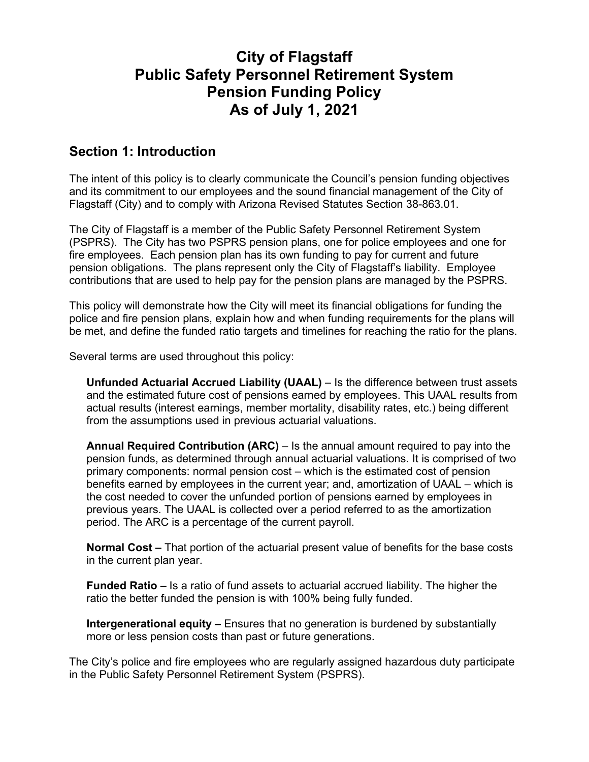# City of Flagstaff
# Public Safety Personnel Retirement System
# Pension Funding Policy
# As of July 1, 2021

## Section 1: Introduction

The intent of this policy is to clearly communicate the Council's pension funding objectives and its commitment to our employees and the sound financial management of the City of Flagstaff (City) and to comply with Arizona Revised Statutes Section 38-863.01.

The City of Flagstaff is a member of the Public Safety Personnel Retirement System (PSPRS). The City has two PSPRS pension plans, one for police employees and one for fire employees. Each pension plan has its own funding to pay for current and future pension obligations. The plans represent only the City of Flagstaff's liability. Employee contributions that are used to help pay for the pension plans are managed by the PSPRS.

This policy will demonstrate how the City will meet its financial obligations for funding the police and fire pension plans, explain how and when funding requirements for the plans will be met, and define the funded ratio targets and timelines for reaching the ratio for the plans.

Several terms are used throughout this policy:

**Unfunded Actuarial Accrued Liability (UAAL)** – Is the difference between trust assets and the estimated future cost of pensions earned by employees. This UAAL results from actual results (interest earnings, member mortality, disability rates, etc.) being different from the assumptions used in previous actuarial valuations.

**Annual Required Contribution (ARC)** – Is the annual amount required to pay into the pension funds, as determined through annual actuarial valuations. It is comprised of two primary components: normal pension cost – which is the estimated cost of pension benefits earned by employees in the current year; and, amortization of UAAL – which is the cost needed to cover the unfunded portion of pensions earned by employees in previous years. The UAAL is collected over a period referred to as the amortization period. The ARC is a percentage of the current payroll.

**Normal Cost –** That portion of the actuarial present value of benefits for the base costs in the current plan year.

**Funded Ratio** – Is a ratio of fund assets to actuarial accrued liability. The higher the ratio the better funded the pension is with 100% being fully funded.

**Intergenerational equity –** Ensures that no generation is burdened by substantially more or less pension costs than past or future generations.

The City's police and fire employees who are regularly assigned hazardous duty participate in the Public Safety Personnel Retirement System (PSPRS).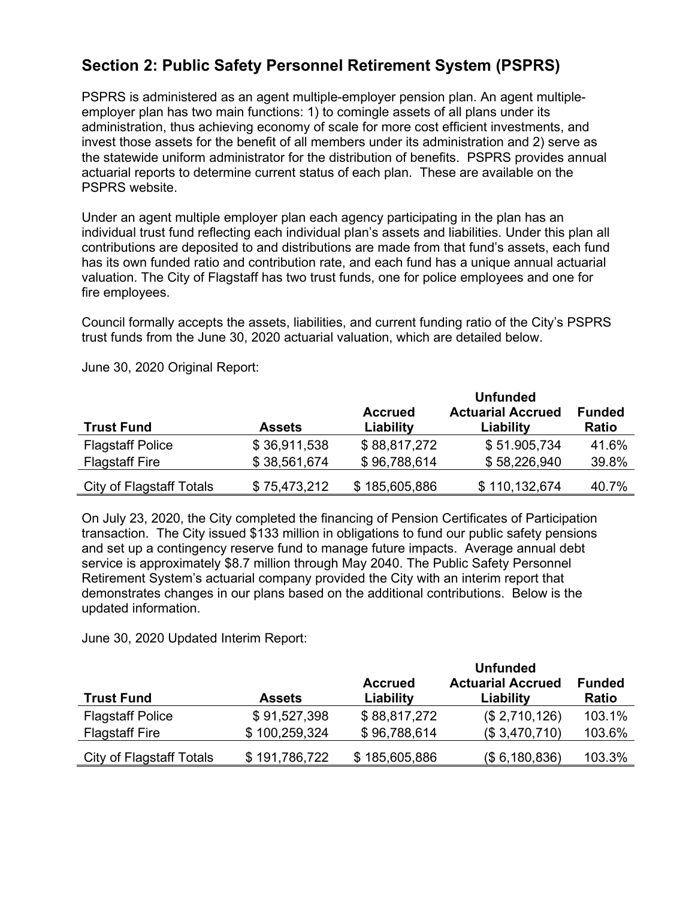## Section 2: Public Safety Personnel Retirement System (PSPRS)

PSPRS is administered as an agent multiple-employer pension plan. An agent multiple-employer plan has two main functions: 1) to comingle assets of all plans under its administration, thus achieving economy of scale for more cost efficient investments, and invest those assets for the benefit of all members under its administration and 2) serve as the statewide uniform administrator for the distribution of benefits. PSPRS provides annual actuarial reports to determine current status of each plan. These are available on the PSPRS website.

Under an agent multiple employer plan each agency participating in the plan has an individual trust fund reflecting each individual plan's assets and liabilities. Under this plan all contributions are deposited to and distributions are made from that fund's assets, each fund has its own funded ratio and contribution rate, and each fund has a unique annual actuarial valuation. The City of Flagstaff has two trust funds, one for police employees and one for fire employees.

Council formally accepts the assets, liabilities, and current funding ratio of the City's PSPRS trust funds from the June 30, 2020 actuarial valuation, which are detailed below.

June 30, 2020 Original Report:

| Trust Fund | Assets | Accrued Liability | Unfunded Actuarial Accrued Liability | Funded Ratio |
|---|---|---|---|---|
| Flagstaff Police | $ 36,911,538 | $ 88,817,272 | $ 51.905,734 | 41.6% |
| Flagstaff Fire | $ 38,561,674 | $ 96,788,614 | $ 58,226,940 | 39.8% |
| City of Flagstaff Totals | $ 75,473,212 | $ 185,605,886 | $ 110,132,674 | 40.7% |

On July 23, 2020, the City completed the financing of Pension Certificates of Participation transaction. The City issued $133 million in obligations to fund our public safety pensions and set up a contingency reserve fund to manage future impacts. Average annual debt service is approximately $8.7 million through May 2040. The Public Safety Personnel Retirement System's actuarial company provided the City with an interim report that demonstrates changes in our plans based on the additional contributions. Below is the updated information.

June 30, 2020 Updated Interim Report:

| Trust Fund | Assets | Accrued Liability | Unfunded Actuarial Accrued Liability | Funded Ratio |
|---|---|---|---|---|
| Flagstaff Police | $ 91,527,398 | $ 88,817,272 | ($ 2,710,126) | 103.1% |
| Flagstaff Fire | $ 100,259,324 | $ 96,788,614 | ($ 3,470,710) | 103.6% |
| City of Flagstaff Totals | $ 191,786,722 | $ 185,605,886 | ($ 6,180,836) | 103.3% |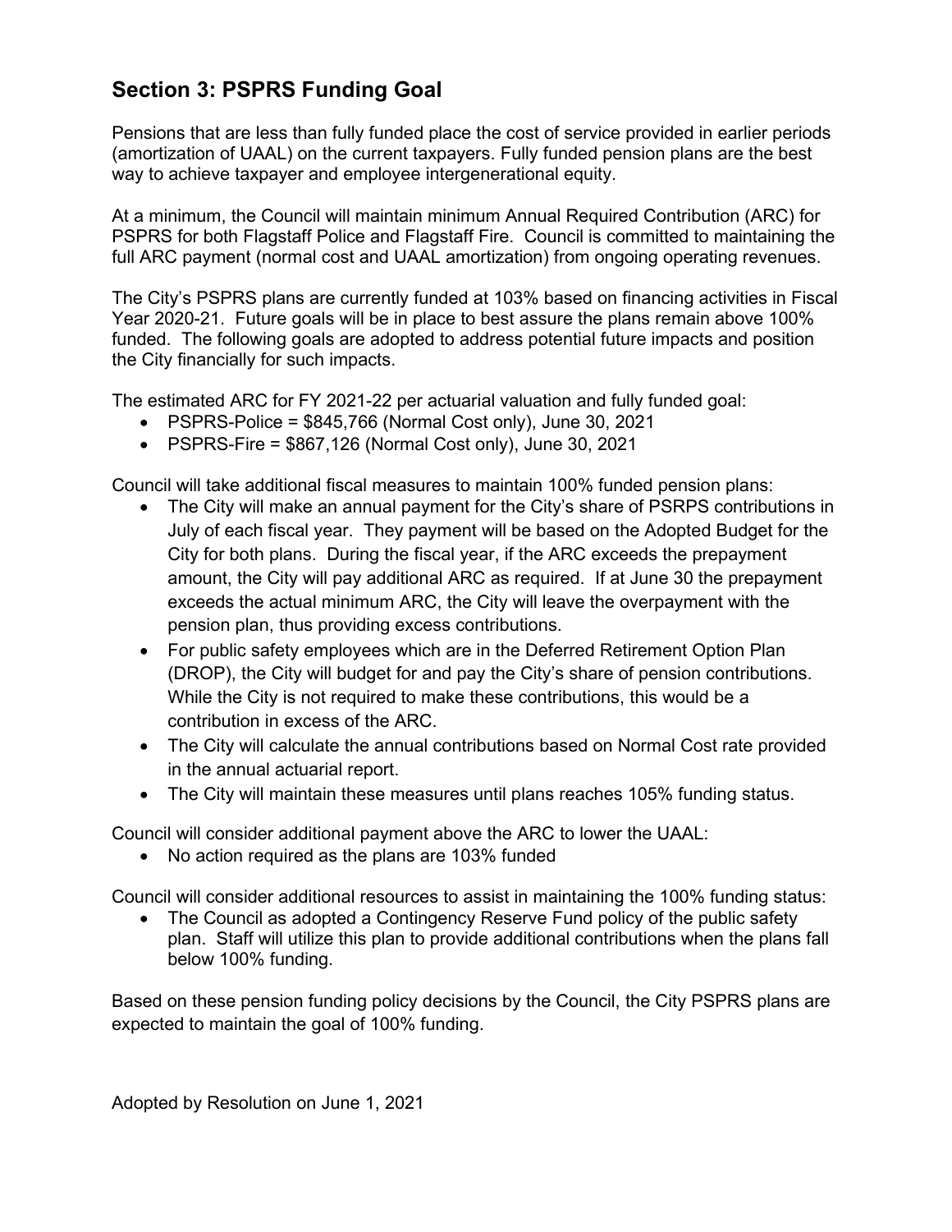## Section 3: PSPRS Funding Goal

Pensions that are less than fully funded place the cost of service provided in earlier periods (amortization of UAAL) on the current taxpayers. Fully funded pension plans are the best way to achieve taxpayer and employee intergenerational equity.

At a minimum, the Council will maintain minimum Annual Required Contribution (ARC) for PSPRS for both Flagstaff Police and Flagstaff Fire. Council is committed to maintaining the full ARC payment (normal cost and UAAL amortization) from ongoing operating revenues.

The City's PSPRS plans are currently funded at 103% based on financing activities in Fiscal Year 2020-21. Future goals will be in place to best assure the plans remain above 100% funded. The following goals are adopted to address potential future impacts and position the City financially for such impacts.

The estimated ARC for FY 2021-22 per actuarial valuation and fully funded goal:

- PSPRS-Police = $845,766 (Normal Cost only), June 30, 2021
- PSPRS-Fire = $867,126 (Normal Cost only), June 30, 2021

Council will take additional fiscal measures to maintain 100% funded pension plans:

- The City will make an annual payment for the City's share of PSRPS contributions in July of each fiscal year. They payment will be based on the Adopted Budget for the City for both plans. During the fiscal year, if the ARC exceeds the prepayment amount, the City will pay additional ARC as required. If at June 30 the prepayment exceeds the actual minimum ARC, the City will leave the overpayment with the pension plan, thus providing excess contributions.
- For public safety employees which are in the Deferred Retirement Option Plan (DROP), the City will budget for and pay the City's share of pension contributions. While the City is not required to make these contributions, this would be a contribution in excess of the ARC.
- The City will calculate the annual contributions based on Normal Cost rate provided in the annual actuarial report.
- The City will maintain these measures until plans reaches 105% funding status.

Council will consider additional payment above the ARC to lower the UAAL:

- No action required as the plans are 103% funded

Council will consider additional resources to assist in maintaining the 100% funding status:

- The Council as adopted a Contingency Reserve Fund policy of the public safety plan. Staff will utilize this plan to provide additional contributions when the plans fall below 100% funding.

Based on these pension funding policy decisions by the Council, the City PSPRS plans are expected to maintain the goal of 100% funding.

Adopted by Resolution on June 1, 2021